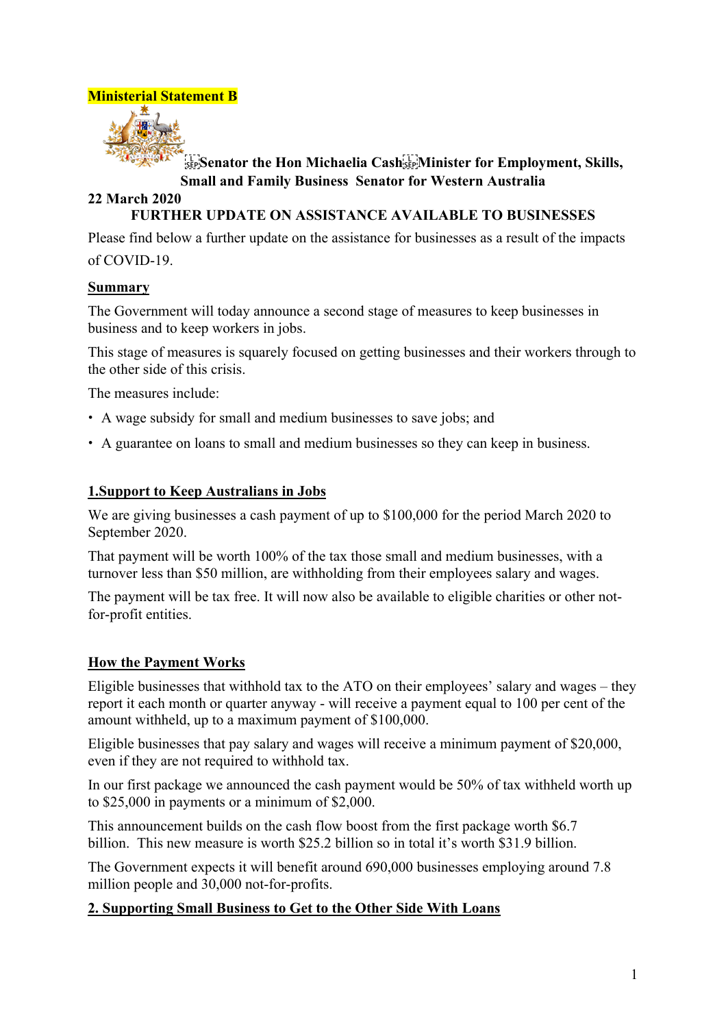**Ministerial Statement B**

**Senator the Hon Michaelia Cash Minister for Employment, Skills, Small and Family Business Senator for Western Australia**

**22 March 2020**

**FURTHER UPDATE ON ASSISTANCE AVAILABLE TO BUSINESSES**

Please find below a further update on the assistance for businesses as a result of the impacts of COVID-19.

## Summary

The Government will today announce a second stage of measures to keep businesses in business and to keep workers in jobs.

This stage of measures is squarely focused on getting businesses and their workers through to the other side of this crisis.

The measures include:

- A wage subsidy for small and medium businesses to save jobs; and
- A guarantee on loans to small and medium businesses so they can keep in business.

## 1.Support to Keep Australians in Jobs

We are giving businesses a cash payment of up to $100,000 for the period March 2020 to September 2020.

That payment will be worth 100% of the tax those small and medium businesses, with a turnover less than $50 million, are withholding from their employees salary and wages.

The payment will be tax free. It will now also be available to eligible charities or other not-for-profit entities.

## How the Payment Works

Eligible businesses that withhold tax to the ATO on their employees' salary and wages – they report it each month or quarter anyway - will receive a payment equal to 100 per cent of the amount withheld, up to a maximum payment of $100,000.

Eligible businesses that pay salary and wages will receive a minimum payment of $20,000, even if they are not required to withhold tax.

In our first package we announced the cash payment would be 50% of tax withheld worth up to $25,000 in payments or a minimum of $2,000.

This announcement builds on the cash flow boost from the first package worth $6.7 billion. This new measure is worth $25.2 billion so in total it's worth $31.9 billion.

The Government expects it will benefit around 690,000 businesses employing around 7.8 million people and 30,000 not-for-profits.

## 2. Supporting Small Business to Get to the Other Side With Loans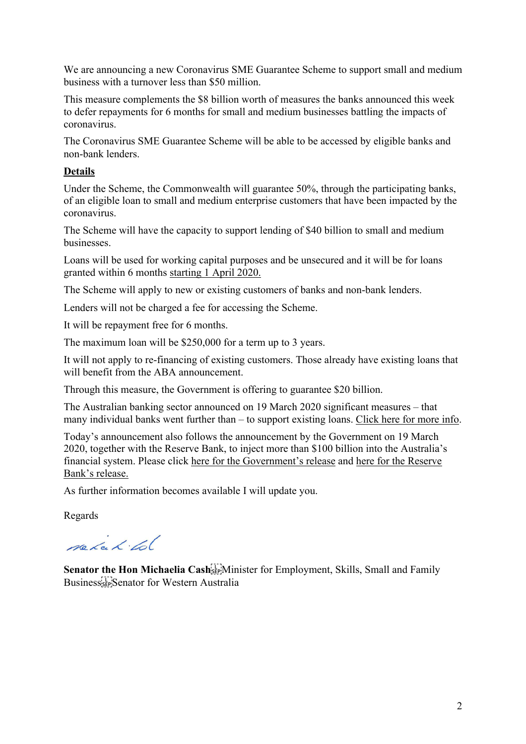We are announcing a new Coronavirus SME Guarantee Scheme to support small and medium business with a turnover less than $50 million.

This measure complements the $8 billion worth of measures the banks announced this week to defer repayments for 6 months for small and medium businesses battling the impacts of coronavirus.

The Coronavirus SME Guarantee Scheme will be able to be accessed by eligible banks and non-bank lenders.

**Details**

Under the Scheme, the Commonwealth will guarantee 50%, through the participating banks, of an eligible loan to small and medium enterprise customers that have been impacted by the coronavirus.

The Scheme will have the capacity to support lending of $40 billion to small and medium businesses.

Loans will be used for working capital purposes and be unsecured and it will be for loans granted within 6 months starting 1 April 2020.

The Scheme will apply to new or existing customers of banks and non-bank lenders.

Lenders will not be charged a fee for accessing the Scheme.

It will be repayment free for 6 months.

The maximum loan will be $250,000 for a term up to 3 years.

It will not apply to re-financing of existing customers. Those already have existing loans that will benefit from the ABA announcement.

Through this measure, the Government is offering to guarantee $20 billion.

The Australian banking sector announced on 19 March 2020 significant measures – that many individual banks went further than – to support existing loans. Click here for more info.

Today's announcement also follows the announcement by the Government on 19 March 2020, together with the Reserve Bank, to inject more than $100 billion into the Australia's financial system. Please click here for the Government's release and here for the Reserve Bank's release.

As further information becomes available I will update you.

Regards

**Senator the Hon Michaelia Cash**
Minister for Employment, Skills, Small and Family Business
Senator for Western Australia